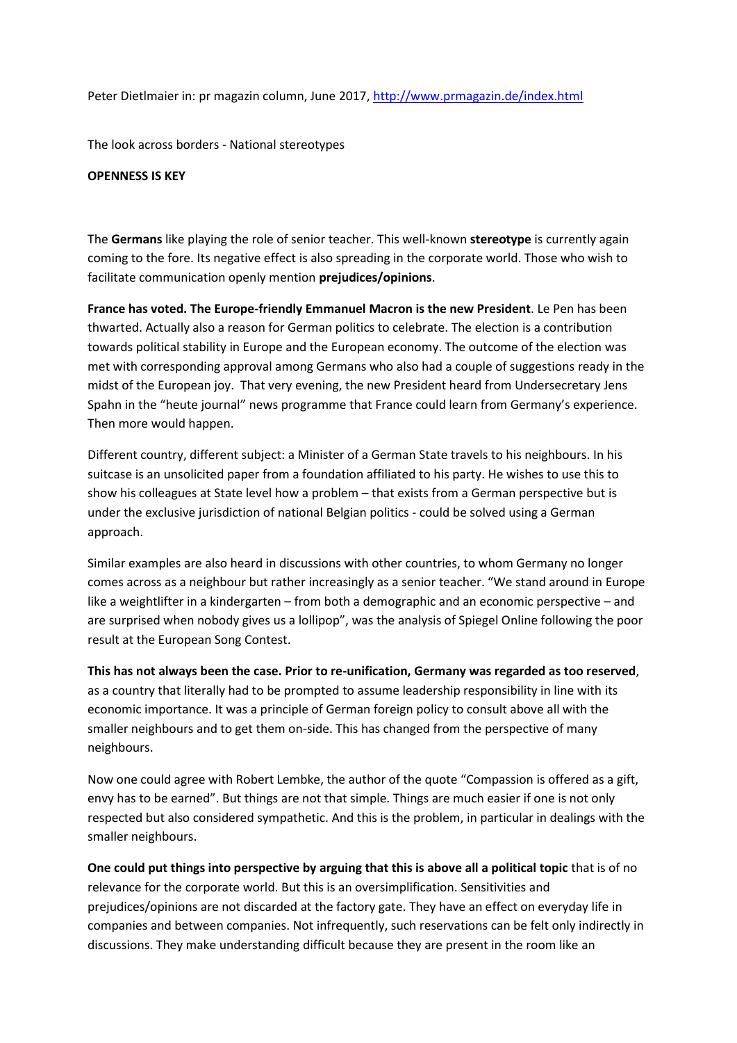Peter Dietlmaier in: pr magazin column, June 2017, http://www.prmagazin.de/index.html

The look across borders - National stereotypes

**OPENNESS IS KEY**

The **Germans** like playing the role of senior teacher. This well-known **stereotype** is currently again coming to the fore. Its negative effect is also spreading in the corporate world. Those who wish to facilitate communication openly mention **prejudices/opinions**.

**France has voted. The Europe-friendly Emmanuel Macron is the new President**. Le Pen has been thwarted. Actually also a reason for German politics to celebrate. The election is a contribution towards political stability in Europe and the European economy. The outcome of the election was met with corresponding approval among Germans who also had a couple of suggestions ready in the midst of the European joy. That very evening, the new President heard from Undersecretary Jens Spahn in the "heute journal" news programme that France could learn from Germany's experience. Then more would happen.

Different country, different subject: a Minister of a German State travels to his neighbours. In his suitcase is an unsolicited paper from a foundation affiliated to his party. He wishes to use this to show his colleagues at State level how a problem – that exists from a German perspective but is under the exclusive jurisdiction of national Belgian politics - could be solved using a German approach.

Similar examples are also heard in discussions with other countries, to whom Germany no longer comes across as a neighbour but rather increasingly as a senior teacher. "We stand around in Europe like a weightlifter in a kindergarten – from both a demographic and an economic perspective – and are surprised when nobody gives us a lollipop", was the analysis of Spiegel Online following the poor result at the European Song Contest.

**This has not always been the case. Prior to re-unification, Germany was regarded as too reserved**, as a country that literally had to be prompted to assume leadership responsibility in line with its economic importance. It was a principle of German foreign policy to consult above all with the smaller neighbours and to get them on-side. This has changed from the perspective of many neighbours.

Now one could agree with Robert Lembke, the author of the quote "Compassion is offered as a gift, envy has to be earned". But things are not that simple. Things are much easier if one is not only respected but also considered sympathetic. And this is the problem, in particular in dealings with the smaller neighbours.

**One could put things into perspective by arguing that this is above all a political topic** that is of no relevance for the corporate world. But this is an oversimplification. Sensitivities and prejudices/opinions are not discarded at the factory gate. They have an effect on everyday life in companies and between companies. Not infrequently, such reservations can be felt only indirectly in discussions. They make understanding difficult because they are present in the room like an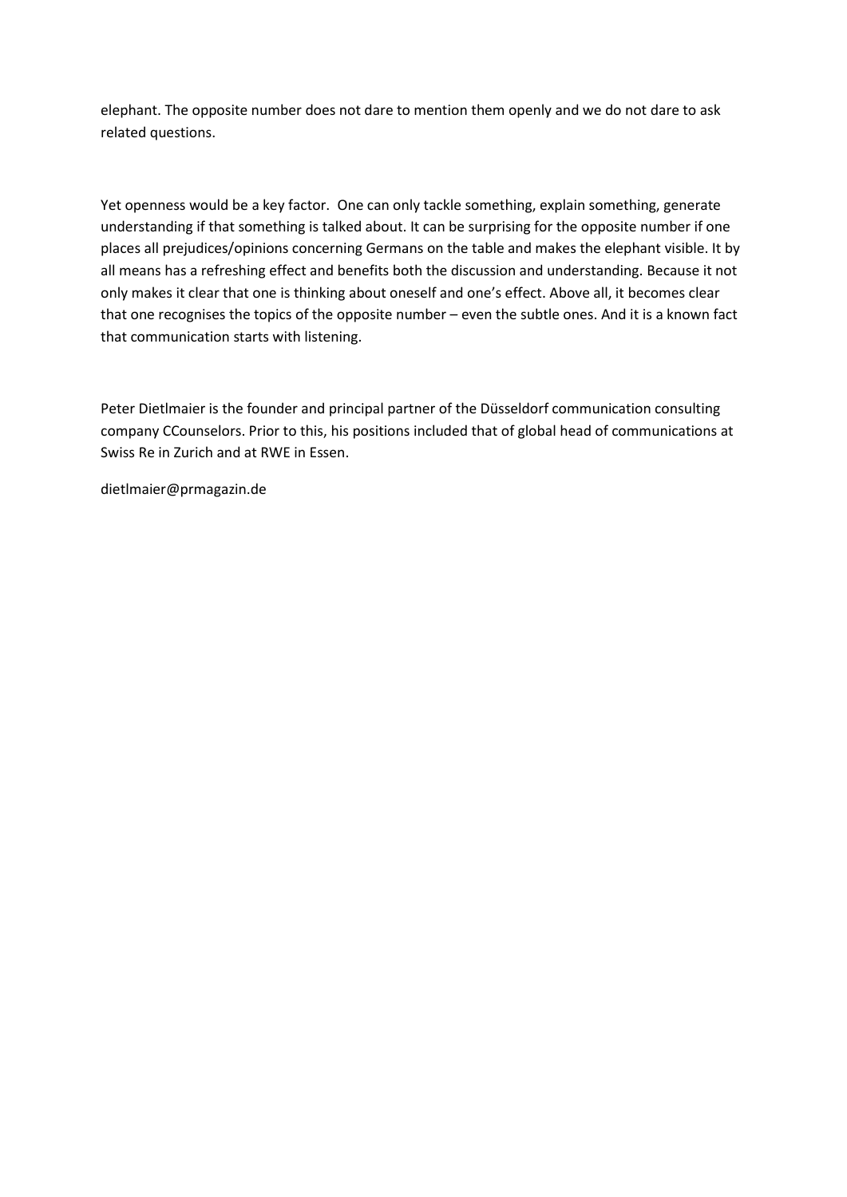elephant. The opposite number does not dare to mention them openly and we do not dare to ask related questions.

Yet openness would be a key factor. One can only tackle something, explain something, generate understanding if that something is talked about. It can be surprising for the opposite number if one places all prejudices/opinions concerning Germans on the table and makes the elephant visible. It by all means has a refreshing effect and benefits both the discussion and understanding. Because it not only makes it clear that one is thinking about oneself and one's effect. Above all, it becomes clear that one recognises the topics of the opposite number – even the subtle ones. And it is a known fact that communication starts with listening.

Peter Dietlmaier is the founder and principal partner of the Düsseldorf communication consulting company CCounselors. Prior to this, his positions included that of global head of communications at Swiss Re in Zurich and at RWE in Essen.

dietlmaier@prmagazin.de